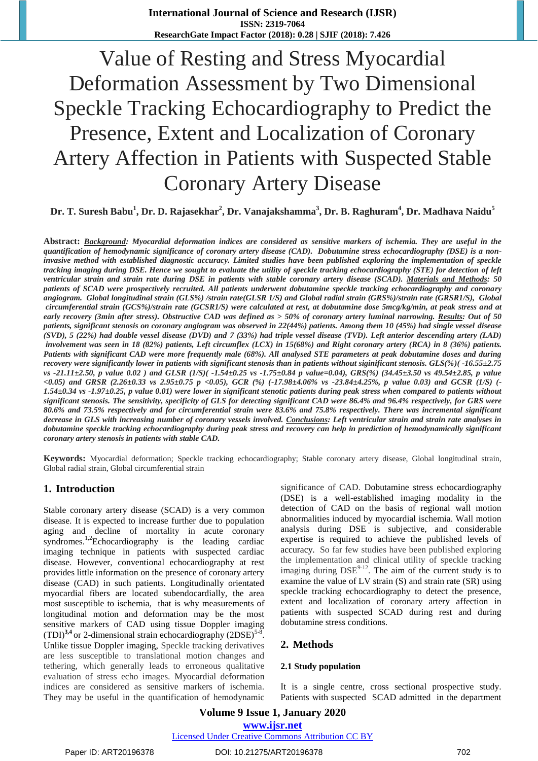# Value of Resting and Stress Myocardial Deformation Assessment by Two Dimensional Speckle Tracking Echocardiography to Predict the Presence, Extent and Localization of Coronary Artery Affection in Patients with Suspected Stable Coronary Artery Disease

**Dr. T. Suresh Babu[1], Dr. D. Rajasekhar[2], Dr. Vanajakshamma[3], Dr. B. Raghuram[4], Dr. Madhava Naidu[5]**

**Abstract:** ***Background**: Myocardial deformation indices are considered as sensitive markers of ischemia. They are useful in the quantification of hemodynamic significance of coronary artery disease (CAD). Dobutamine stress echocardiography (DSE) is a non-invasive method with established diagnostic accuracy. Limited studies have been published exploring the implementation of speckle tracking imaging during DSE. Hence we sought to evaluate the utility of speckle tracking echocardiography (STE) for detection of left ventricular strain and strain rate during DSE in patients with stable coronary artery disease (SCAD). **Materials and Methods**: 50 patients of SCAD were prospectively recruited. All patients underwent dobutamine speckle tracking echocardiography and coronary angiogram. Global longitudinal strain (GLS%) /strain rate(GLSR 1/S) and Global radial strain (GRS%)/strain rate (GRSR1/S), Global circumferential strain (GCS%)/strain rate (GCSR1/S) were calculated at rest, at dobutamine dose 5mcg/kg/min, at peak stress and at early recovery (3min after stress). Obstructive CAD was defined as > 50% of coronary artery luminal narrowing. **Results**: Out of 50 patients, significant stenosis on coronary angiogram was observed in 22(44%) patients. Among them 10 (45%) had single vessel disease (SVD), 5 (22%) had double vessel disease (DVD) and 7 (33%) had triple vessel disease (TVD). Left anterior descending artery (LAD) involvement was seen in 18 (82%) patients, Left circumflex (LCX) in 15(68%) and Right coronary artery (RCA) in 8 (36%) patients. Patients with significant CAD were more frequently male (68%). All analysed STE parameters at peak dobutamine doses and during recovery were significantly lower in patients with significant stenosis than in patients without siginificant stenosis. GLS(%)( -16.55±2.75 vs -21.11±2.50, p value 0.02 ) and GLSR (1/S)( -1.54±0.25 vs -1.75±0.84 p value=0.04), GRS(%) (34.45±3.50 vs 49.54±2.85, p value <0.05) and GRSR (2.26±0.33 vs 2.95±0.75 p <0.05), GCR (%) (-17.98±4.06% vs -23.84±4.25%, p value 0.03) and GCSR (1/S) (-1.54±0.34 vs -1.97±0.25, p value 0.01) were lower in significant stenotic patients during peak stress when compared to patients without significant stenosis. The sensitivity, specificity of GLS for detecting significant CAD were 86.4% and 96.4% respectively, for GRS were 80.6% and 73.5% respectively and for circumferential strain were 83.6% and 75.8% respectively. There was incremental significant decrease in GLS with increasing number of coronary vessels involved. **Conclusions**: Left ventricular strain and strain rate analyses in dobutamine speckle tracking echocardiography during peak stress and recovery can help in prediction of hemodynamically significant coronary artery stenosis in patients with stable CAD.*

**Keywords:** Myocardial deformation; Speckle tracking echocardiography; Stable coronary artery disease, Global longitudinal strain, Global radial strain, Global circumferential strain

## 1. Introduction

Stable coronary artery disease (SCAD) is a very common disease. It is expected to increase further due to population aging and decline of mortality in acute coronary syndromes.[1,2] Echocardiography is the leading cardiac imaging technique in patients with suspected cardiac disease. However, conventional echocardiography at rest provides little information on the presence of coronary artery disease (CAD) in such patients. Longitudinally orientated myocardial fibers are located subendocardially, the area most susceptible to ischemia, that is why measurements of longitudinal motion and deformation may be the most sensitive markers of CAD using tissue Doppler imaging (TDI)[3,4] or 2-dimensional strain echocardiography (2DSE)[5-8]. Unlike tissue Doppler imaging, Speckle tracking derivatives are less susceptible to translational motion changes and tethering, which generally leads to erroneous qualitative evaluation of stress echo images. Myocardial deformation indices are considered as sensitive markers of ischemia. They may be useful in the quantification of hemodynamic significance of CAD. Dobutamine stress echocardiography (DSE) is a well-established imaging modality in the detection of CAD on the basis of regional wall motion abnormalities induced by myocardial ischemia. Wall motion analysis during DSE is subjective, and considerable expertise is required to achieve the published levels of accuracy. So far few studies have been published exploring the implementation and clinical utility of speckle tracking imaging during DSE[9-12]. The aim of the current study is to examine the value of LV strain (S) and strain rate (SR) using speckle tracking echocardiography to detect the presence, extent and localization of coronary artery affection in patients with suspected SCAD during rest and during dobutamine stress conditions.

## 2. Methods

### 2.1 Study population

It is a single centre, cross sectional prospective study. Patients with suspected SCAD admitted in the department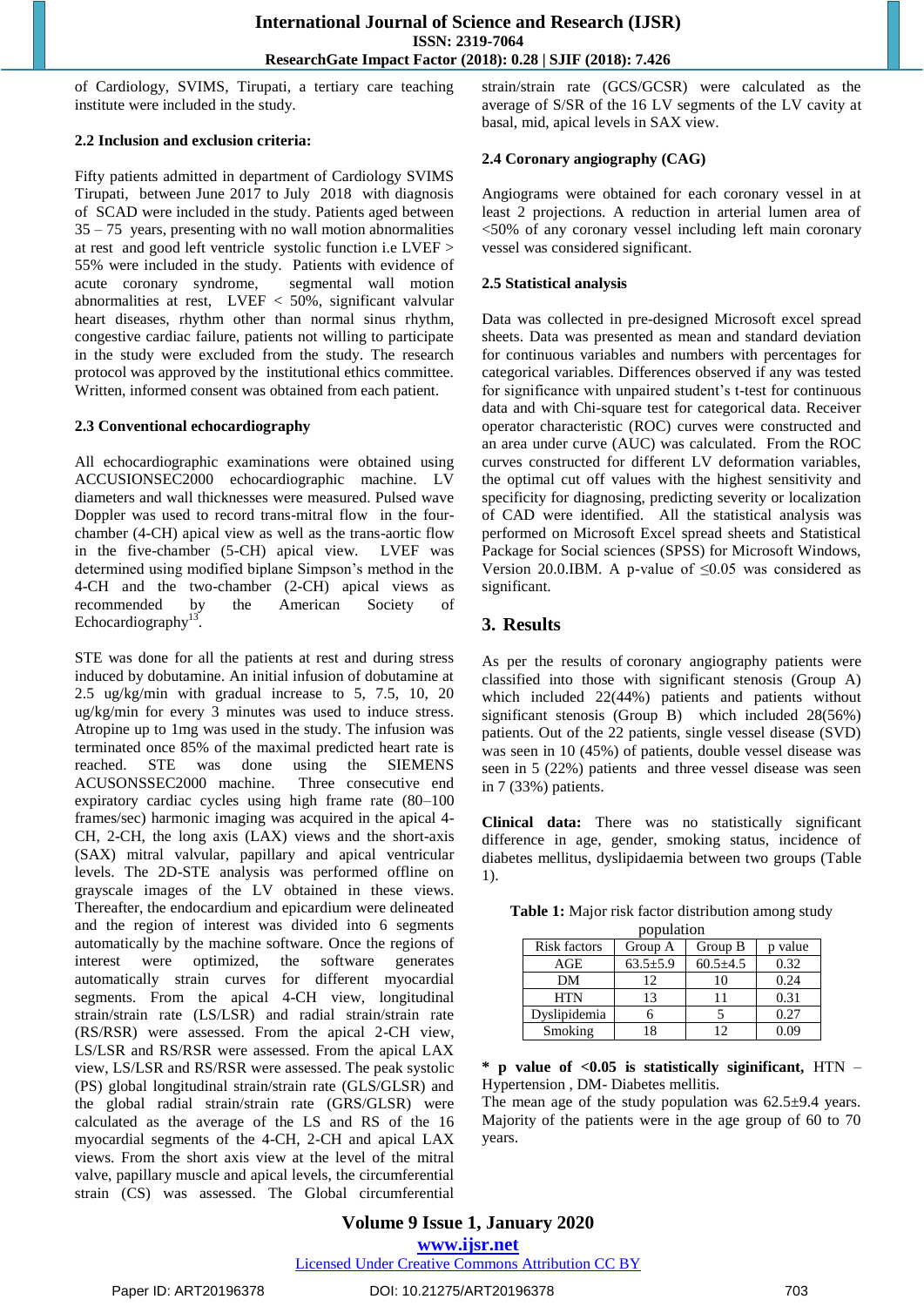of Cardiology, SVIMS, Tirupati, a tertiary care teaching institute were included in the study.

### 2.2 Inclusion and exclusion criteria:

Fifty patients admitted in department of Cardiology SVIMS Tirupati, between June 2017 to July 2018 with diagnosis of SCAD were included in the study. Patients aged between 35 – 75 years, presenting with no wall motion abnormalities at rest and good left ventricle systolic function i.e LVEF > 55% were included in the study. Patients with evidence of acute coronary syndrome, segmental wall motion abnormalities at rest, LVEF < 50%, significant valvular heart diseases, rhythm other than normal sinus rhythm, congestive cardiac failure, patients not willing to participate in the study were excluded from the study. The research protocol was approved by the institutional ethics committee. Written, informed consent was obtained from each patient.

### 2.3 Conventional echocardiography

All echocardiographic examinations were obtained using ACCUSIONSEC2000 echocardiographic machine. LV diameters and wall thicknesses were measured. Pulsed wave Doppler was used to record trans-mitral flow in the four-chamber (4-CH) apical view as well as the trans-aortic flow in the five-chamber (5-CH) apical view. LVEF was determined using modified biplane Simpson's method in the 4-CH and the two-chamber (2-CH) apical views as recommended by the American Society of Echocardiography[13].

STE was done for all the patients at rest and during stress induced by dobutamine. An initial infusion of dobutamine at 2.5 ug/kg/min with gradual increase to 5, 7.5, 10, 20 ug/kg/min for every 3 minutes was used to induce stress. Atropine up to 1mg was used in the study. The infusion was terminated once 85% of the maximal predicted heart rate is reached. STE was done using the SIEMENS ACUSONSSEC2000 machine. Three consecutive end expiratory cardiac cycles using high frame rate (80–100 frames/sec) harmonic imaging was acquired in the apical 4-CH, 2-CH, the long axis (LAX) views and the short-axis (SAX) mitral valvular, papillary and apical ventricular levels. The 2D-STE analysis was performed offline on grayscale images of the LV obtained in these views. Thereafter, the endocardium and epicardium were delineated and the region of interest was divided into 6 segments automatically by the machine software. Once the regions of interest were optimized, the software generates automatically strain curves for different myocardial segments. From the apical 4-CH view, longitudinal strain/strain rate (LS/LSR) and radial strain/strain rate (RS/RSR) were assessed. From the apical 2-CH view, LS/LSR and RS/RSR were assessed. From the apical LAX view, LS/LSR and RS/RSR were assessed. The peak systolic (PS) global longitudinal strain/strain rate (GLS/GLSR) and the global radial strain/strain rate (GRS/GLSR) were calculated as the average of the LS and RS of the 16 myocardial segments of the 4-CH, 2-CH and apical LAX views. From the short axis view at the level of the mitral valve, papillary muscle and apical levels, the circumferential strain (CS) was assessed. The Global circumferential strain/strain rate (GCS/GCSR) were calculated as the average of S/SR of the 16 LV segments of the LV cavity at basal, mid, apical levels in SAX view.

### 2.4 Coronary angiography (CAG)

Angiograms were obtained for each coronary vessel in at least 2 projections. A reduction in arterial lumen area of <50% of any coronary vessel including left main coronary vessel was considered significant.

### 2.5 Statistical analysis

Data was collected in pre-designed Microsoft excel spread sheets. Data was presented as mean and standard deviation for continuous variables and numbers with percentages for categorical variables. Differences observed if any was tested for significance with unpaired student's t-test for continuous data and with Chi-square test for categorical data. Receiver operator characteristic (ROC) curves were constructed and an area under curve (AUC) was calculated. From the ROC curves constructed for different LV deformation variables, the optimal cut off values with the highest sensitivity and specificity for diagnosing, predicting severity or localization of CAD were identified. All the statistical analysis was performed on Microsoft Excel spread sheets and Statistical Package for Social sciences (SPSS) for Microsoft Windows, Version 20.0.IBM. A p-value of ≤0.05 was considered as significant.

## 3. Results

As per the results of coronary angiography patients were classified into those with significant stenosis (Group A) which included 22(44%) patients and patients without significant stenosis (Group B) which included 28(56%) patients. Out of the 22 patients, single vessel disease (SVD) was seen in 10 (45%) of patients, double vessel disease was seen in 5 (22%) patients and three vessel disease was seen in 7 (33%) patients.

**Clinical data:** There was no statistically significant difference in age, gender, smoking status, incidence of diabetes mellitus, dyslipidaemia between two groups (Table 1).

**Table 1:** Major risk factor distribution among study population

| Risk factors | Group A | Group B | p value |
|---|---|---|---|
| AGE | 63.5±5.9 | 60.5±4.5 | 0.32 |
| DM | 12 | 10 | 0.24 |
| HTN | 13 | 11 | 0.31 |
| Dyslipidemia | 6 | 5 | 0.27 |
| Smoking | 18 | 12 | 0.09 |

**\* p value of <0.05 is statistically siginificant,** HTN – Hypertension , DM- Diabetes mellitis.

The mean age of the study population was 62.5±9.4 years. Majority of the patients were in the age group of 60 to 70 years.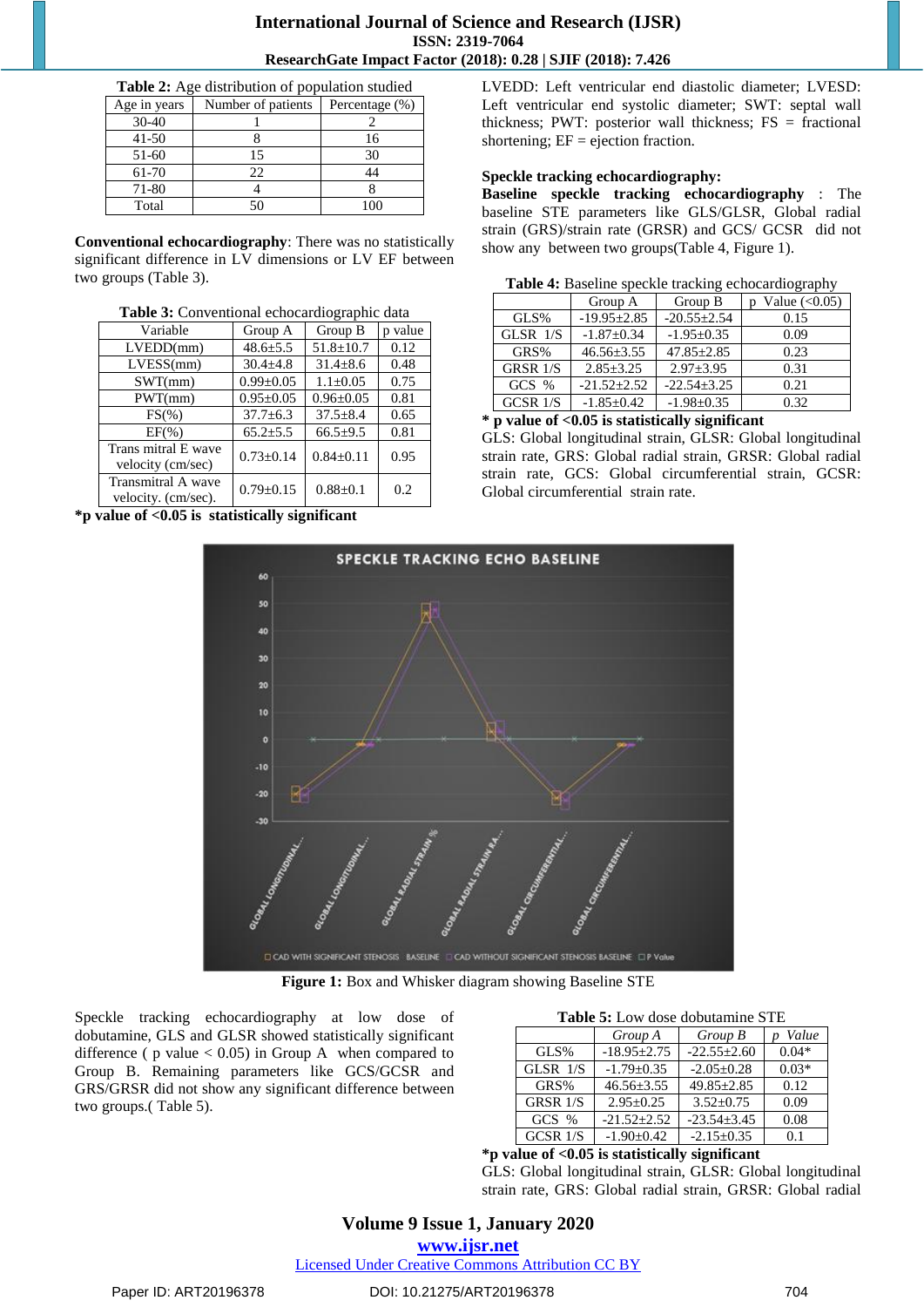**Table 2:** Age distribution of population studied

| Age in years | Number of patients | Percentage (%) |
|---|---|---|
| 30-40 | 1 | 2 |
| 41-50 | 8 | 16 |
| 51-60 | 15 | 30 |
| 61-70 | 22 | 44 |
| 71-80 | 4 | 8 |
| Total | 50 | 100 |

**Conventional echocardiography**: There was no statistically significant difference in LV dimensions or LV EF between two groups (Table 3).

**Table 3:** Conventional echocardiographic data

| Variable | Group A | Group B | p value |
|---|---|---|---|
| LVEDD(mm) | 48.6±5.5 | 51.8±10.7 | 0.12 |
| LVESS(mm) | 30.4±4.8 | 31.4±8.6 | 0.48 |
| SWT(mm) | 0.99±0.05 | 1.1±0.05 | 0.75 |
| PWT(mm) | 0.95±0.05 | 0.96±0.05 | 0.81 |
| FS(%) | 37.7±6.3 | 37.5±8.4 | 0.65 |
| EF(%) | 65.2±5.5 | 66.5±9.5 | 0.81 |
| Trans mitral E wave velocity (cm/sec) | 0.73±0.14 | 0.84±0.11 | 0.95 |
| Transmitral A wave velocity. (cm/sec). | 0.79±0.15 | 0.88±0.1 | 0.2 |

**\*p value of <0.05 is statistically significant**

LVEDD: Left ventricular end diastolic diameter; LVESD: Left ventricular end systolic diameter; SWT: septal wall thickness; PWT: posterior wall thickness; FS = fractional shortening; EF = ejection fraction.

**Speckle tracking echocardiography:**

**Baseline speckle tracking echocardiography** : The baseline STE parameters like GLS/GLSR, Global radial strain (GRS)/strain rate (GRSR) and GCS/ GCSR did not show any between two groups(Table 4, Figure 1).

**Table 4:** Baseline speckle tracking echocardiography

| | Group A | Group B | p Value (<0.05) |
|---|---|---|---|
| GLS% | -19.95±2.85 | -20.55±2.54 | 0.15 |
| GLSR 1/S | -1.87±0.34 | -1.95±0.35 | 0.09 |
| GRS% | 46.56±3.55 | 47.85±2.85 | 0.23 |
| GRSR 1/S | 2.85±3.25 | 2.97±3.95 | 0.31 |
| GCS % | -21.52±2.52 | -22.54±3.25 | 0.21 |
| GCSR 1/S | -1.85±0.42 | -1.98±0.35 | 0.32 |

**\* p value of <0.05 is statistically significant**

GLS: Global longitudinal strain, GLSR: Global longitudinal strain rate, GRS: Global radial strain, GRSR: Global radial strain rate, GCS: Global circumferential strain, GCSR: Global circumferential strain rate.

**Figure 1:** Box and Whisker diagram showing Baseline STE

Speckle tracking echocardiography at low dose of dobutamine, GLS and GLSR showed statistically significant difference ( p value < 0.05) in Group A when compared to Group B. Remaining parameters like GCS/GCSR and GRS/GRSR did not show any significant difference between two groups.( Table 5).

**Table 5:** Low dose dobutamine STE

| | *Group A* | *Group B* | *p Value* |
|---|---|---|---|
| GLS% | -18.95±2.75 | -22.55±2.60 | 0.04* |
| GLSR 1/S | -1.79±0.35 | -2.05±0.28 | 0.03* |
| GRS% | 46.56±3.55 | 49.85±2.85 | 0.12 |
| GRSR 1/S | 2.95±0.25 | 3.52±0.75 | 0.09 |
| GCS % | -21.52±2.52 | -23.54±3.45 | 0.08 |
| GCSR 1/S | -1.90±0.42 | -2.15±0.35 | 0.1 |

**\*p value of <0.05 is statistically significant**

GLS: Global longitudinal strain, GLSR: Global longitudinal strain rate, GRS: Global radial strain, GRSR: Global radial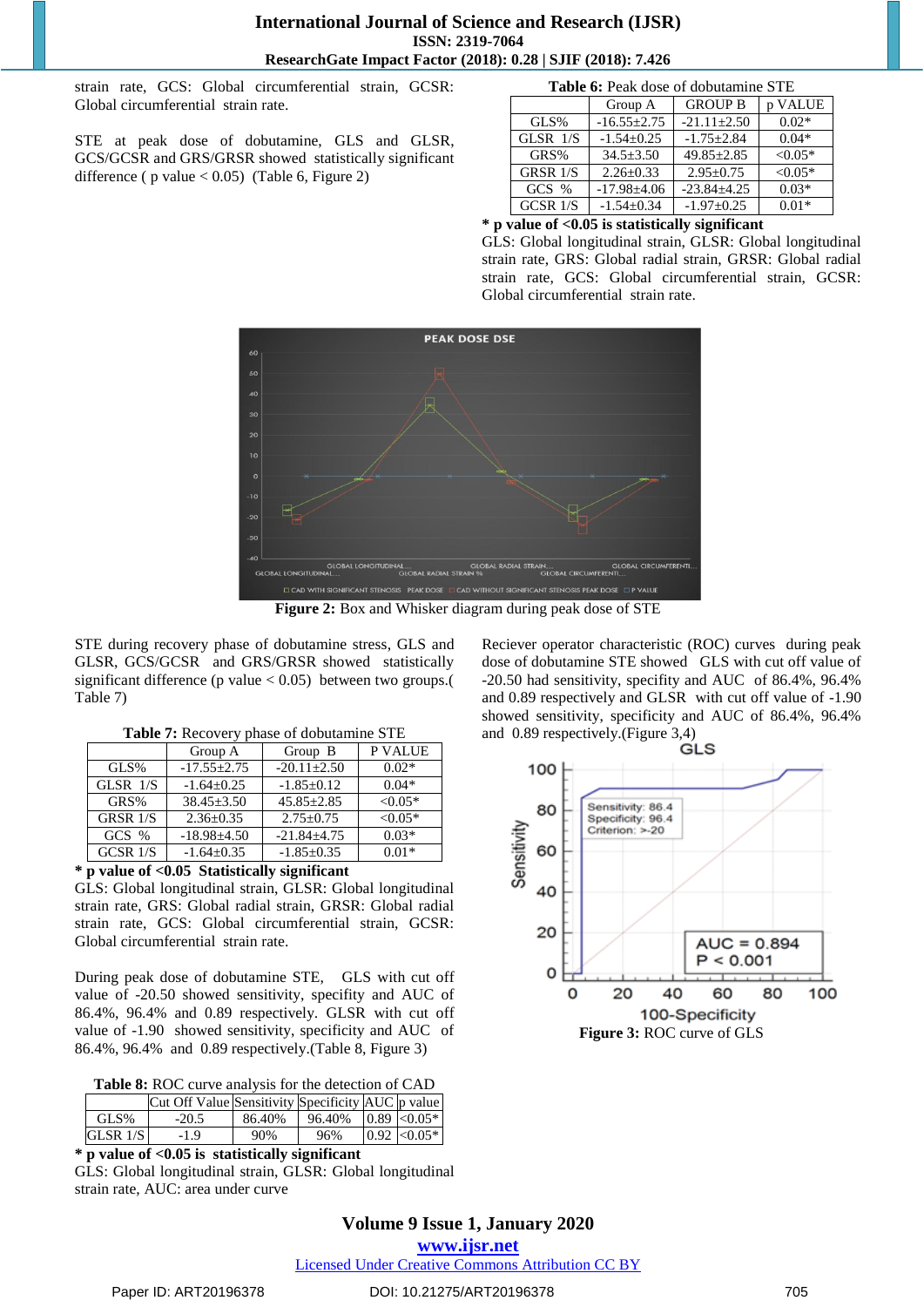strain rate, GCS: Global circumferential strain, GCSR: Global circumferential strain rate.

STE at peak dose of dobutamine, GLS and GLSR, GCS/GCSR and GRS/GRSR showed statistically significant difference ( p value < 0.05) (Table 6, Figure 2)

**Table 6:** Peak dose of dobutamine STE

| | Group A | GROUP B | p VALUE |
|---|---|---|---|
| GLS% | -16.55±2.75 | -21.11±2.50 | 0.02* |
| GLSR 1/S | -1.54±0.25 | -1.75±2.84 | 0.04* |
| GRS% | 34.5±3.50 | 49.85±2.85 | <0.05* |
| GRSR 1/S | 2.26±0.33 | 2.95±0.75 | <0.05* |
| GCS % | -17.98±4.06 | -23.84±4.25 | 0.03* |
| GCSR 1/S | -1.54±0.34 | -1.97±0.25 | 0.01* |

**\* p value of <0.05 is statistically significant**

GLS: Global longitudinal strain, GLSR: Global longitudinal strain rate, GRS: Global radial strain, GRSR: Global radial strain rate, GCS: Global circumferential strain, GCSR: Global circumferential strain rate.

**Figure 2:** Box and Whisker diagram during peak dose of STE

STE during recovery phase of dobutamine stress, GLS and GLSR, GCS/GCSR and GRS/GRSR showed statistically significant difference (p value < 0.05) between two groups.( Table 7)

**Table 7:** Recovery phase of dobutamine STE

| | Group A | Group B | P VALUE |
|---|---|---|---|
| GLS% | -17.55±2.75 | -20.11±2.50 | 0.02* |
| GLSR 1/S | -1.64±0.25 | -1.85±0.12 | 0.04* |
| GRS% | 38.45±3.50 | 45.85±2.85 | <0.05* |
| GRSR 1/S | 2.36±0.35 | 2.75±0.75 | <0.05* |
| GCS % | -18.98±4.50 | -21.84±4.75 | 0.03* |
| GCSR 1/S | -1.64±0.35 | -1.85±0.35 | 0.01* |

**\* p value of <0.05 Statistically significant**

GLS: Global longitudinal strain, GLSR: Global longitudinal strain rate, GRS: Global radial strain, GRSR: Global radial strain rate, GCS: Global circumferential strain, GCSR: Global circumferential strain rate.

During peak dose of dobutamine STE, GLS with cut off value of -20.50 showed sensitivity, specifity and AUC of 86.4%, 96.4% and 0.89 respectively. GLSR with cut off value of -1.90 showed sensitivity, specificity and AUC of 86.4%, 96.4% and 0.89 respectively.(Table 8, Figure 3)

**Table 8:** ROC curve analysis for the detection of CAD

| | Cut Off Value | Sensitivity | Specificity | AUC | p value |
|---|---|---|---|---|---|
| GLS% | -20.5 | 86.40% | 96.40% | 0.89 | <0.05* |
| GLSR 1/S | -1.9 | 90% | 96% | 0.92 | <0.05* |

**\* p value of <0.05 is statistically significant**

GLS: Global longitudinal strain, GLSR: Global longitudinal strain rate, AUC: area under curve

Reciever operator characteristic (ROC) curves during peak dose of dobutamine STE showed GLS with cut off value of -20.50 had sensitivity, specifity and AUC of 86.4%, 96.4% and 0.89 respectively and GLSR with cut off value of -1.90 showed sensitivity, specificity and AUC of 86.4%, 96.4% and 0.89 respectively.(Figure 3,4)

**Figure 3:** ROC curve of GLS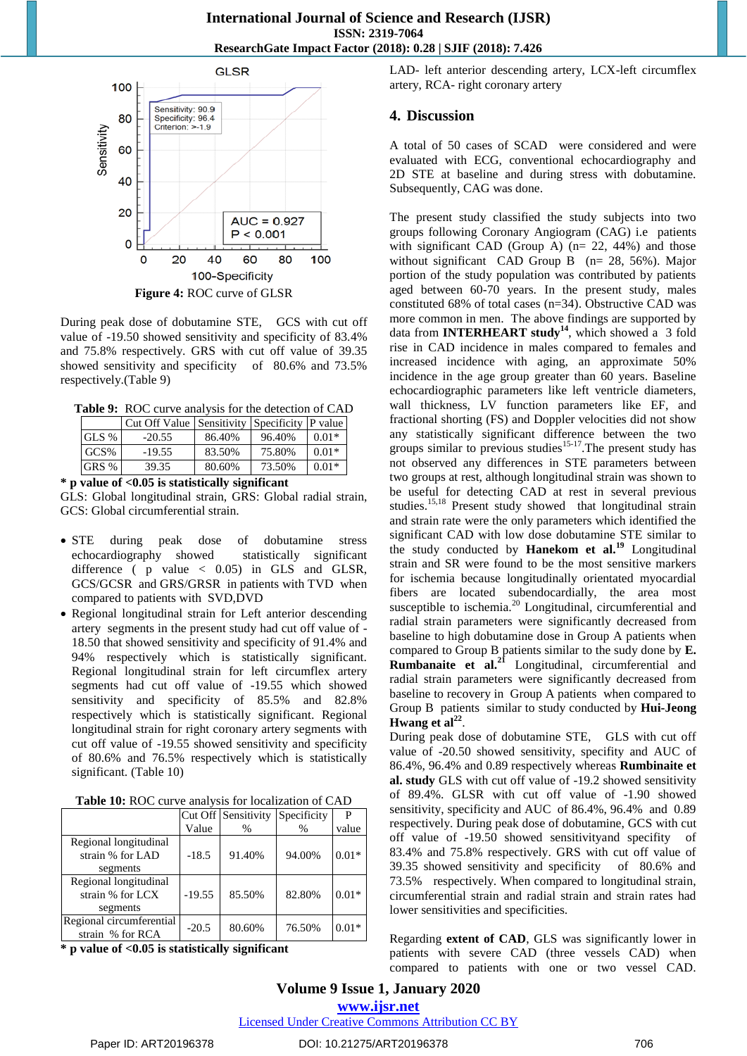Figure 4: ROC curve of GLSR

During peak dose of dobutamine STE, GCS with cut off value of -19.50 showed sensitivity and specificity of 83.4% and 75.8% respectively. GRS with cut off value of 39.35 showed sensitivity and specificity of 80.6% and 73.5% respectively.(Table 9)

**Table 9:** ROC curve analysis for the detection of CAD

| | Cut Off Value | Sensitivity | Specificity | P value |
|---|---|---|---|---|
| GLS % | -20.55 | 86.40% | 96.40% | 0.01* |
| GCS% | -19.55 | 83.50% | 75.80% | 0.01* |
| GRS % | 39.35 | 80.60% | 73.50% | 0.01* |

**\* p value of <0.05 is statistically significant**

GLS: Global longitudinal strain, GRS: Global radial strain, GCS: Global circumferential strain.

- STE during peak dose of dobutamine stress echocardiography showed statistically significant difference ( p value < 0.05) in GLS and GLSR, GCS/GCSR and GRS/GRSR in patients with TVD when compared to patients with SVD,DVD
- Regional longitudinal strain for Left anterior descending artery segments in the present study had cut off value of -18.50 that showed sensitivity and specificity of 91.4% and 94% respectively which is statistically significant. Regional longitudinal strain for left circumflex artery segments had cut off value of -19.55 which showed sensitivity and specificity of 85.5% and 82.8% respectively which is statistically significant. Regional longitudinal strain for right coronary artery segments with cut off value of -19.55 showed sensitivity and specificity of 80.6% and 76.5% respectively which is statistically significant. (Table 10)

**Table 10:** ROC curve analysis for localization of CAD

| | Cut Off Value | Sensitivity % | Specificity % | P value |
|---|---|---|---|---|
| Regional longitudinal strain % for LAD segments | -18.5 | 91.40% | 94.00% | 0.01* |
| Regional longitudinal strain % for LCX segments | -19.55 | 85.50% | 82.80% | 0.01* |
| Regional circumferential strain % for RCA | -20.5 | 80.60% | 76.50% | 0.01* |

**\* p value of <0.05 is statistically significant**

LAD- left anterior descending artery, LCX-left circumflex artery, RCA- right coronary artery

## 4. Discussion

A total of 50 cases of SCAD were considered and were evaluated with ECG, conventional echocardiography and 2D STE at baseline and during stress with dobutamine. Subsequently, CAG was done.

The present study classified the study subjects into two groups following Coronary Angiogram (CAG) i.e patients with significant CAD (Group A) (n= 22, 44%) and those without significant CAD Group B (n= 28, 56%). Major portion of the study population was contributed by patients aged between 60-70 years. In the present study, males constituted 68% of total cases (n=34). Obstructive CAD was more common in men. The above findings are supported by data from **INTERHEART study**[14], which showed a 3 fold rise in CAD incidence in males compared to females and increased incidence with aging, an approximate 50% incidence in the age group greater than 60 years. Baseline echocardiographic parameters like left ventricle diameters, wall thickness, LV function parameters like EF, and fractional shorting (FS) and Doppler velocities did not show any statistically significant difference between the two groups similar to previous studies[15-17].The present study has not observed any differences in STE parameters between two groups at rest, although longitudinal strain was shown to be useful for detecting CAD at rest in several previous studies.[15,18] Present study showed that longitudinal strain and strain rate were the only parameters which identified the significant CAD with low dose dobutamine STE similar to the study conducted by **Hanekom et al.**[19] Longitudinal strain and SR were found to be the most sensitive markers for ischemia because longitudinally orientated myocardial fibers are located subendocardially, the area most susceptible to ischemia.[20] Longitudinal, circumferential and radial strain parameters were significantly decreased from baseline to high dobutamine dose in Group A patients when compared to Group B patients similar to the sudy done by **E. Rumbanaite et al.**[21] Longitudinal, circumferential and radial strain parameters were significantly decreased from baseline to recovery in Group A patients when compared to Group B patients similar to study conducted by **Hui-Jeong Hwang et al**[22].

During peak dose of dobutamine STE, GLS with cut off value of -20.50 showed sensitivity, specifity and AUC of 86.4%, 96.4% and 0.89 respectively whereas **Rumbinaite et al. study** GLS with cut off value of -19.2 showed sensitivity of 89.4%. GLSR with cut off value of -1.90 showed sensitivity, specificity and AUC of 86.4%, 96.4% and 0.89 respectively. During peak dose of dobutamine, GCS with cut off value of -19.50 showed sensitivityand specifity of 83.4% and 75.8% respectively. GRS with cut off value of 39.35 showed sensitivity and specificity of 80.6% and 73.5% respectively. When compared to longitudinal strain, circumferential strain and radial strain and strain rates had lower sensitivities and specificities.

Regarding **extent of CAD**, GLS was significantly lower in patients with severe CAD (three vessels CAD) when compared to patients with one or two vessel CAD.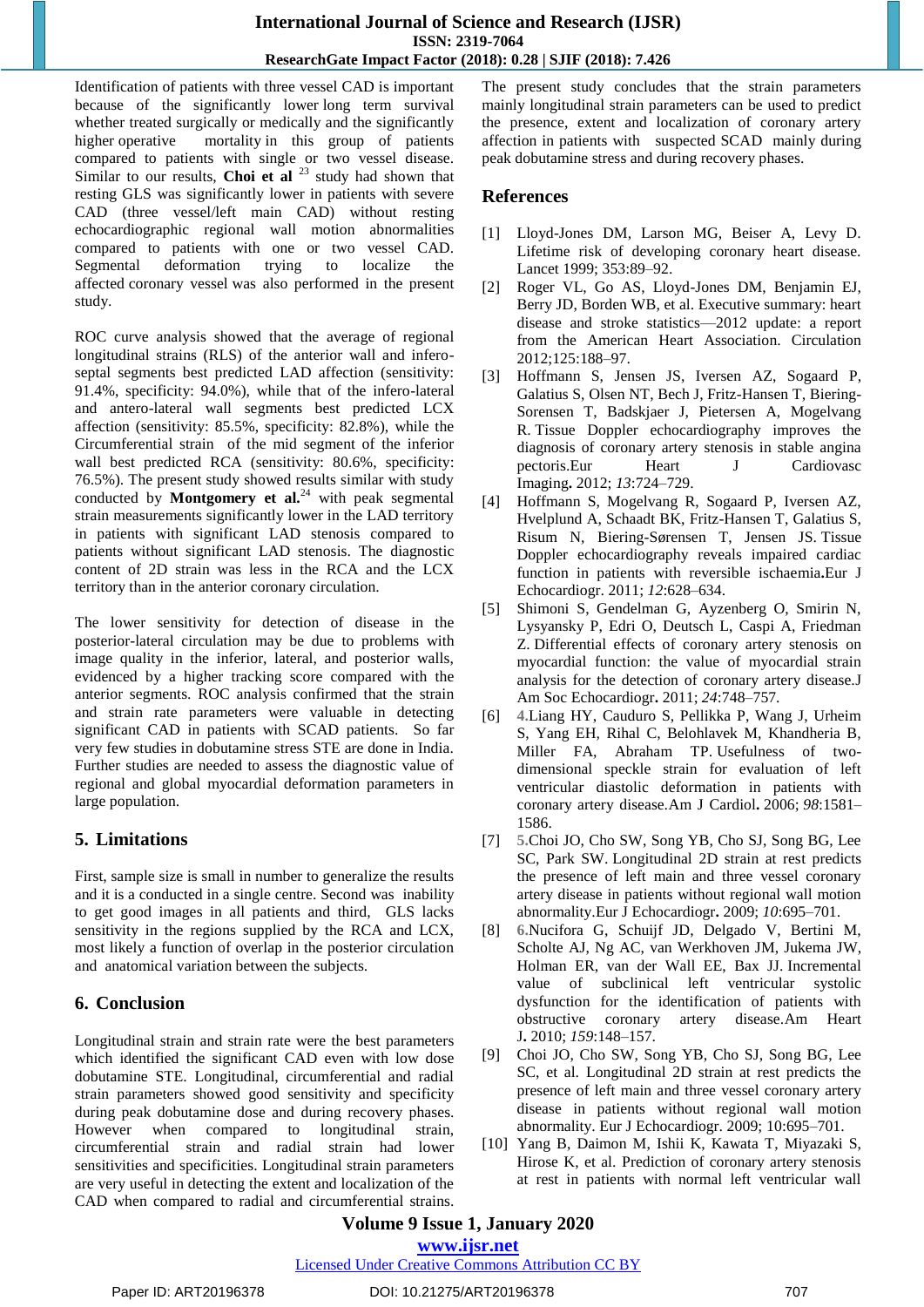Identification of patients with three vessel CAD is important because of the significantly lower long term survival whether treated surgically or medically and the significantly higher operative mortality in this group of patients compared to patients with single or two vessel disease. Similar to our results, **Choi et al** [23] study had shown that resting GLS was significantly lower in patients with severe CAD (three vessel/left main CAD) without resting echocardiographic regional wall motion abnormalities compared to patients with one or two vessel CAD. Segmental deformation trying to localize the affected coronary vessel was also performed in the present study.

ROC curve analysis showed that the average of regional longitudinal strains (RLS) of the anterior wall and infero-septal segments best predicted LAD affection (sensitivity: 91.4%, specificity: 94.0%), while that of the infero-lateral and antero-lateral wall segments best predicted LCX affection (sensitivity: 85.5%, specificity: 82.8%), while the Circumferential strain of the mid segment of the inferior wall best predicted RCA (sensitivity: 80.6%, specificity: 76.5%). The present study showed results similar with study conducted by **Montgomery et al.**[24] with peak segmental strain measurements significantly lower in the LAD territory in patients with significant LAD stenosis compared to patients without significant LAD stenosis. The diagnostic content of 2D strain was less in the RCA and the LCX territory than in the anterior coronary circulation.

The lower sensitivity for detection of disease in the posterior-lateral circulation may be due to problems with image quality in the inferior, lateral, and posterior walls, evidenced by a higher tracking score compared with the anterior segments. ROC analysis confirmed that the strain and strain rate parameters were valuable in detecting significant CAD in patients with SCAD patients. So far very few studies in dobutamine stress STE are done in India. Further studies are needed to assess the diagnostic value of regional and global myocardial deformation parameters in large population.

## 5. Limitations

First, sample size is small in number to generalize the results and it is a conducted in a single centre. Second was inability to get good images in all patients and third, GLS lacks sensitivity in the regions supplied by the RCA and LCX, most likely a function of overlap in the posterior circulation and anatomical variation between the subjects.

## 6. Conclusion

Longitudinal strain and strain rate were the best parameters which identified the significant CAD even with low dose dobutamine STE. Longitudinal, circumferential and radial strain parameters showed good sensitivity and specificity during peak dobutamine dose and during recovery phases. However when compared to longitudinal strain, circumferential strain and radial strain had lower sensitivities and specificities. Longitudinal strain parameters are very useful in detecting the extent and localization of the CAD when compared to radial and circumferential strains.

The present study concludes that the strain parameters mainly longitudinal strain parameters can be used to predict the presence, extent and localization of coronary artery affection in patients with suspected SCAD mainly during peak dobutamine stress and during recovery phases.

## References

[1] Lloyd-Jones DM, Larson MG, Beiser A, Levy D. Lifetime risk of developing coronary heart disease. Lancet 1999; 353:89–92.

[2] Roger VL, Go AS, Lloyd-Jones DM, Benjamin EJ, Berry JD, Borden WB, et al. Executive summary: heart disease and stroke statistics—2012 update: a report from the American Heart Association. Circulation 2012;125:188–97.

[3] Hoffmann S, Jensen JS, Iversen AZ, Sogaard P, Galatius S, Olsen NT, Bech J, Fritz-Hansen T, Biering-Sorensen T, Badskjaer J, Pietersen A, Mogelvang R. Tissue Doppler echocardiography improves the diagnosis of coronary artery stenosis in stable angina pectoris.Eur Heart J Cardiovasc Imaging**.** 2012; *13*:724–729.

[4] Hoffmann S, Mogelvang R, Sogaard P, Iversen AZ, Hvelplund A, Schaadt BK, Fritz-Hansen T, Galatius S, Risum N, Biering-Sørensen T, Jensen JS. Tissue Doppler echocardiography reveals impaired cardiac function in patients with reversible ischaemia**.**Eur J Echocardiogr. 2011; *12*:628–634.

[5] Shimoni S, Gendelman G, Ayzenberg O, Smirin N, Lysyansky P, Edri O, Deutsch L, Caspi A, Friedman Z. Differential effects of coronary artery stenosis on myocardial function: the value of myocardial strain analysis for the detection of coronary artery disease.J Am Soc Echocardiogr**.** 2011; *24*:748–757.

[6] 4.Liang HY, Cauduro S, Pellikka P, Wang J, Urheim S, Yang EH, Rihal C, Belohlavek M, Khandheria B, Miller FA, Abraham TP. Usefulness of two-dimensional speckle strain for evaluation of left ventricular diastolic deformation in patients with coronary artery disease.Am J Cardiol**.** 2006; *98*:1581–1586.

[7] 5.Choi JO, Cho SW, Song YB, Cho SJ, Song BG, Lee SC, Park SW. Longitudinal 2D strain at rest predicts the presence of left main and three vessel coronary artery disease in patients without regional wall motion abnormality.Eur J Echocardiogr**.** 2009; *10*:695–701.

[8] 6.Nucifora G, Schuijf JD, Delgado V, Bertini M, Scholte AJ, Ng AC, van Werkhoven JM, Jukema JW, Holman ER, van der Wall EE, Bax JJ. Incremental value of subclinical left ventricular systolic dysfunction for the identification of patients with obstructive coronary artery disease.Am Heart J**.** 2010; *159*:148–157.

[9] Choi JO, Cho SW, Song YB, Cho SJ, Song BG, Lee SC, et al. Longitudinal 2D strain at rest predicts the presence of left main and three vessel coronary artery disease in patients without regional wall motion abnormality. Eur J Echocardiogr. 2009; 10:695–701.

[10] Yang B, Daimon M, Ishii K, Kawata T, Miyazaki S, Hirose K, et al. Prediction of coronary artery stenosis at rest in patients with normal left ventricular wall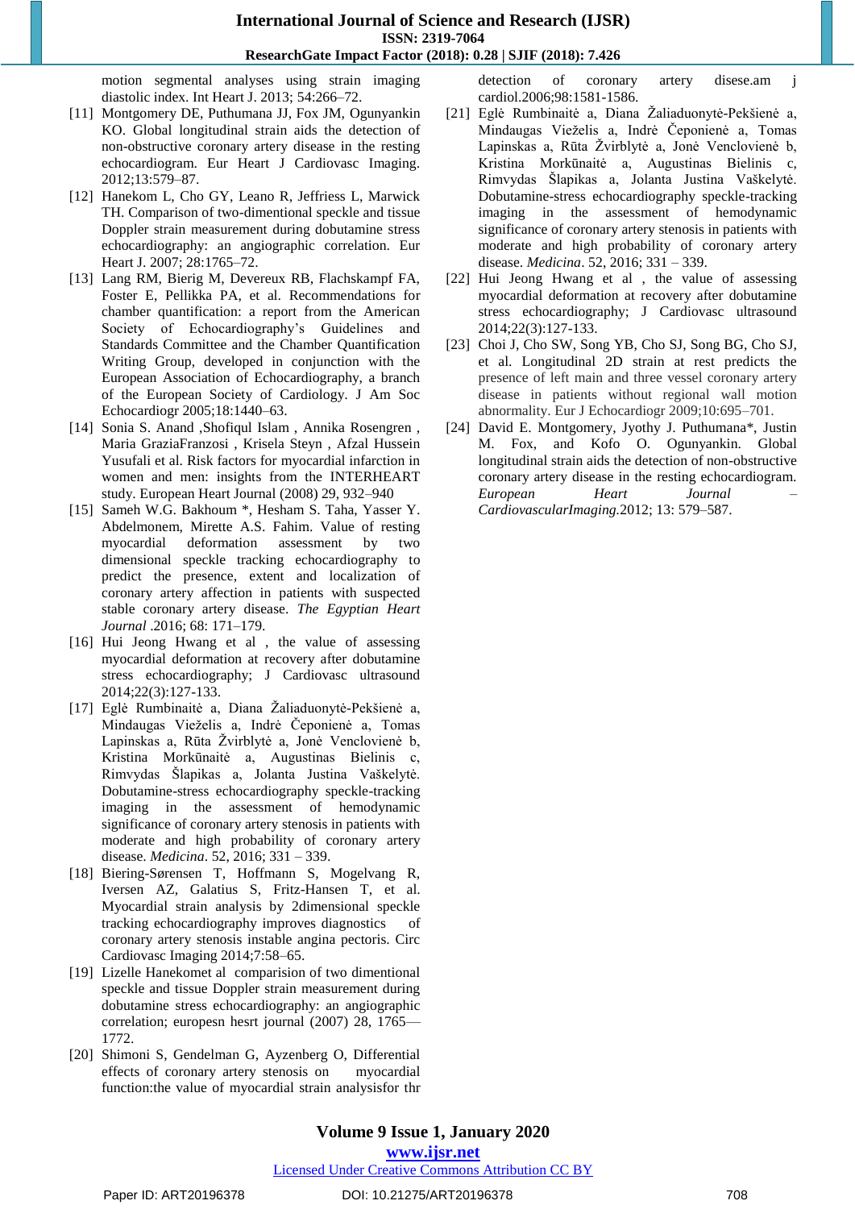motion segmental analyses using strain imaging diastolic index. Int Heart J. 2013; 54:266–72.

[11] Montgomery DE, Puthumana JJ, Fox JM, Ogunyankin KO. Global longitudinal strain aids the detection of non-obstructive coronary artery disease in the resting echocardiogram. Eur Heart J Cardiovasc Imaging. 2012;13:579–87.

[12] Hanekom L, Cho GY, Leano R, Jeffriess L, Marwick TH. Comparison of two-dimentional speckle and tissue Doppler strain measurement during dobutamine stress echocardiography: an angiographic correlation. Eur Heart J. 2007; 28:1765–72.

[13] Lang RM, Bierig M, Devereux RB, Flachskampf FA, Foster E, Pellikka PA, et al. Recommendations for chamber quantification: a report from the American Society of Echocardiography's Guidelines and Standards Committee and the Chamber Quantification Writing Group, developed in conjunction with the European Association of Echocardiography, a branch of the European Society of Cardiology. J Am Soc Echocardiogr 2005;18:1440–63.

[14] Sonia S. Anand ,Shofiqul Islam , Annika Rosengren , Maria GraziaFranzosi , Krisela Steyn , Afzal Hussein Yusufali et al. Risk factors for myocardial infarction in women and men: insights from the INTERHEART study. European Heart Journal (2008) 29, 932–940

[15] Sameh W.G. Bakhoum *, Hesham S. Taha, Yasser Y. Abdelmonem, Mirette A.S. Fahim. Value of resting myocardial deformation assessment by two dimensional speckle tracking echocardiography to predict the presence, extent and localization of coronary artery affection in patients with suspected stable coronary artery disease. *The Egyptian Heart Journal* .2016; 68: 171–179.

[16] Hui Jeong Hwang et al , the value of assessing myocardial deformation at recovery after dobutamine stress echocardiography; J Cardiovasc ultrasound 2014;22(3):127-133.

[17] Eglė Rumbinaitė a, Diana Žaliaduonytė-Pekšienė a, Mindaugas Vieželis a, Indrė Čeponienė a, Tomas Lapinskas a, Rūta Žvirblytė a, Jonė Venclovienė b, Kristina Morkūnaitė a, Augustinas Bielinis c, Rimvydas Šlapikas a, Jolanta Justina Vaškelytė. Dobutamine-stress echocardiography speckle-tracking imaging in the assessment of hemodynamic significance of coronary artery stenosis in patients with moderate and high probability of coronary artery disease. *Medicina*. 52, 2016; 331 – 339.

[18] Biering-Sørensen T, Hoffmann S, Mogelvang R, Iversen AZ, Galatius S, Fritz-Hansen T, et al. Myocardial strain analysis by 2dimensional speckle tracking echocardiography improves diagnostics of coronary artery stenosis instable angina pectoris. Circ Cardiovasc Imaging 2014;7:58–65.

[19] Lizelle Hanekomet al comparision of two dimentional speckle and tissue Doppler strain measurement during dobutamine stress echocardiography: an angiographic correlation; europesn hesrt journal (2007) 28, 1765—1772.

[20] Shimoni S, Gendelman G, Ayzenberg O, Differential effects of coronary artery stenosis on myocardial function:the value of myocardial strain analysisfor thr detection of coronary artery disese.am j cardiol.2006;98:1581-1586.

[21] Eglė Rumbinaitė a, Diana Žaliaduonytė-Pekšienė a, Mindaugas Vieželis a, Indrė Čeponienė a, Tomas Lapinskas a, Rūta Žvirblytė a, Jonė Venclovienė b, Kristina Morkūnaitė a, Augustinas Bielinis c, Rimvydas Šlapikas a, Jolanta Justina Vaškelytė. Dobutamine-stress echocardiography speckle-tracking imaging in the assessment of hemodynamic significance of coronary artery stenosis in patients with moderate and high probability of coronary artery disease. *Medicina*. 52, 2016; 331 – 339.

[22] Hui Jeong Hwang et al , the value of assessing myocardial deformation at recovery after dobutamine stress echocardiography; J Cardiovasc ultrasound 2014;22(3):127-133.

[23] Choi J, Cho SW, Song YB, Cho SJ, Song BG, Cho SJ, et al. Longitudinal 2D strain at rest predicts the presence of left main and three vessel coronary artery disease in patients without regional wall motion abnormality. Eur J Echocardiogr 2009;10:695–701.

[24] David E. Montgomery, Jyothy J. Puthumana*, Justin M. Fox, and Kofo O. Ogunyankin. Global longitudinal strain aids the detection of non-obstructive coronary artery disease in the resting echocardiogram. *European Heart Journal – CardiovascularImaging*.2012; 13: 579–587.